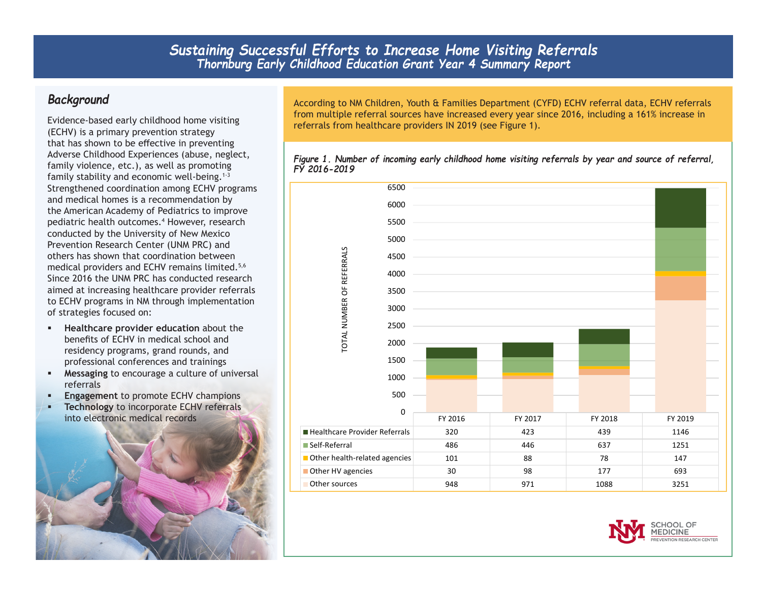# Sustaining Successful Efforts to Increase Home Visiting Referrals

## Thornburg Early Childhood Education Grant Year 4 Summary Report

## Background

Evidence-based early childhood home visiting (ECHV) is a primary prevention strategy that has shown to be effective in preventing Adverse Childhood Experiences (abuse, neglect, family violence, etc.), as well as promoting family stability and economic well-being.[1-3] Strengthened coordination among ECHV programs and medical homes is a recommendation by the American Academy of Pediatrics to improve pediatric health outcomes.[4] However, research conducted by the University of New Mexico Prevention Research Center (UNM PRC) and others has shown that coordination between medical providers and ECHV remains limited.[5,6] Since 2016 the UNM PRC has conducted research aimed at increasing healthcare provider referrals to ECHV programs in NM through implementation of strategies focused on:

- **Healthcare provider education** about the benefits of ECHV in medical school and residency programs, grand rounds, and professional conferences and trainings
- **Messaging** to encourage a culture of universal referrals
- **Engagement** to promote ECHV champions
- **Technology** to incorporate ECHV referrals into electronic medical records

According to NM Children, Youth & Families Department (CYFD) ECHV referral data, ECHV referrals from multiple referral sources have increased every year since 2016, including a 161% increase in referrals from healthcare providers IN 2019 (see Figure 1).

*Figure 1. Number of incoming early childhood home visiting referrals by year and source of referral, FY 2016-2019*

| | FY 2016 | FY 2017 | FY 2018 | FY 2019 |
|---|---|---|---|---|
| Healthcare Provider Referrals | 320 | 423 | 439 | 1146 |
| Self-Referral | 486 | 446 | 637 | 1251 |
| Other health-related agencies | 101 | 88 | 78 | 147 |
| Other HV agencies | 30 | 98 | 177 | 693 |
| Other sources | 948 | 971 | 1088 | 3251 |

SCHOOL OF MEDICINE
PREVENTION RESEARCH CENTER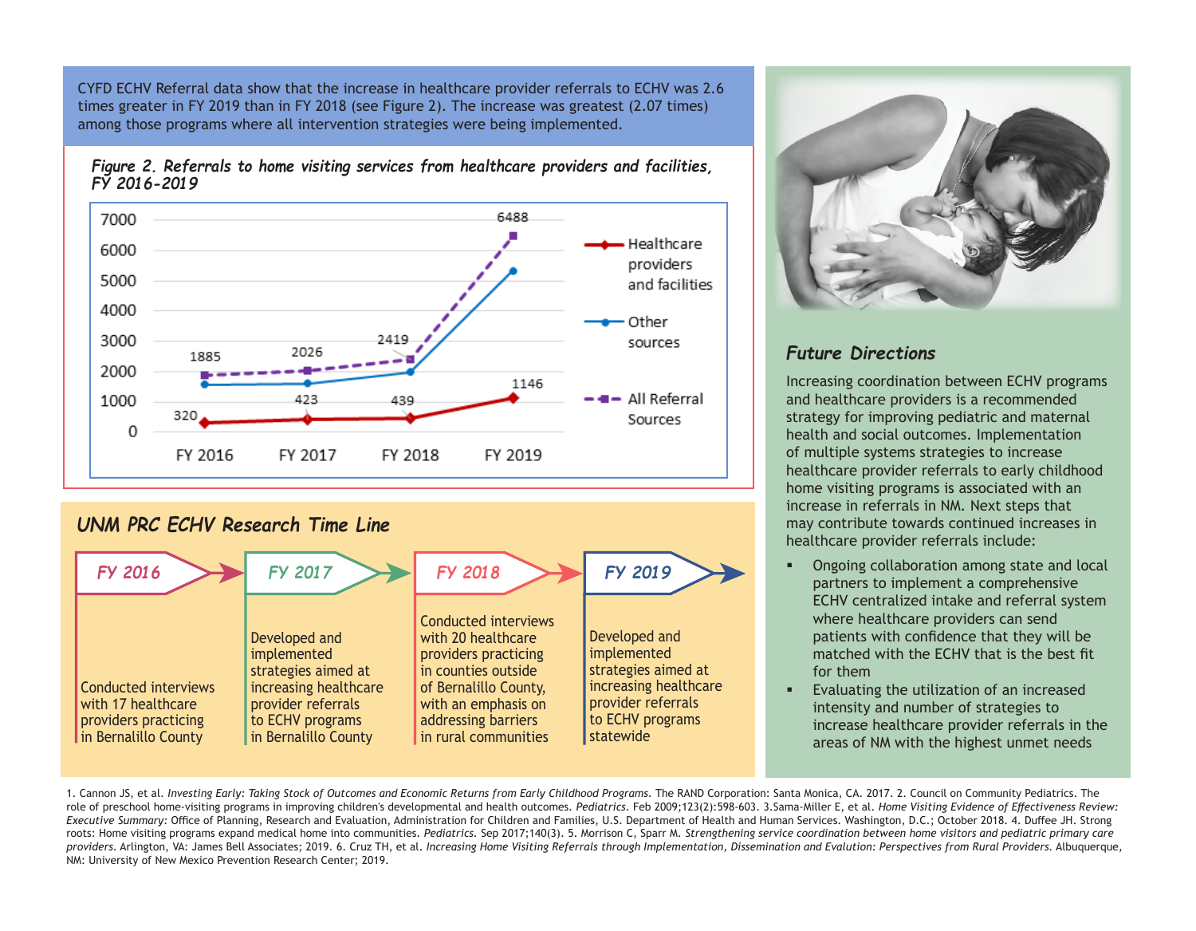CYFD ECHV Referral data show that the increase in healthcare provider referrals to ECHV was 2.6 times greater in FY 2019 than in FY 2018 (see Figure 2). The increase was greatest (2.07 times) among those programs where all intervention strategies were being implemented.

*Figure 2. Referrals to home visiting services from healthcare providers and facilities, FY 2016-2019*

7000
6000
5000
4000
3000
2000
1000
0

FY 2016
FY 2017
FY 2018
FY 2019

1885
2026
2419
6488

320
423
439
1146

Healthcare providers and facilities
Other sources
All Referral Sources

## UNM PRC ECHV Research Time Line

**FY 2016**

Conducted interviews with 17 healthcare providers practicing in Bernalillo County

**FY 2017**

Developed and implemented strategies aimed at increasing healthcare provider referrals to ECHV programs in Bernalillo County

**FY 2018**

Conducted interviews with 20 healthcare providers practicing in counties outside of Bernalillo County, with an emphasis on addressing barriers in rural communities

**FY 2019**

Developed and implemented strategies aimed at increasing healthcare provider referrals to ECHV programs statewide

## Future Directions

Increasing coordination between ECHV programs and healthcare providers is a recommended strategy for improving pediatric and maternal health and social outcomes. Implementation of multiple systems strategies to increase healthcare provider referrals to early childhood home visiting programs is associated with an increase in referrals in NM. Next steps that may contribute towards continued increases in healthcare provider referrals include:

- Ongoing collaboration among state and local partners to implement a comprehensive ECHV centralized intake and referral system where healthcare providers can send patients with confidence that they will be matched with the ECHV that is the best fit for them
- Evaluating the utilization of an increased intensity and number of strategies to increase healthcare provider referrals in the areas of NM with the highest unmet needs

1. Cannon JS, et al. *Investing Early: Taking Stock of Outcomes and Economic Returns from Early Childhood Programs.* The RAND Corporation: Santa Monica, CA. 2017. 2. Council on Community Pediatrics. The role of preschool home-visiting programs in improving children's developmental and health outcomes. *Pediatrics.* Feb 2009;123(2):598-603. 3. Sama-Miller E, et al. *Home Visiting Evidence of Effectiveness Review: Executive Summary:* Office of Planning, Research and Evaluation, Administration for Children and Families, U.S. Department of Health and Human Services. Washington, D.C.; October 2018. 4. Duffee JH. Strong roots: Home visiting programs expand medical home into communities. *Pediatrics.* Sep 2017;140(3). 5. Morrison C, Sparr M. *Strengthening service coordination between home visitors and pediatric primary care providers.* Arlington, VA: James Bell Associates; 2019. 6. Cruz TH, et al. *Increasing Home Visiting Referrals through Implementation, Dissemination and Evalution: Perspectives from Rural Providers.* Albuquerque, NM: University of New Mexico Prevention Research Center; 2019.